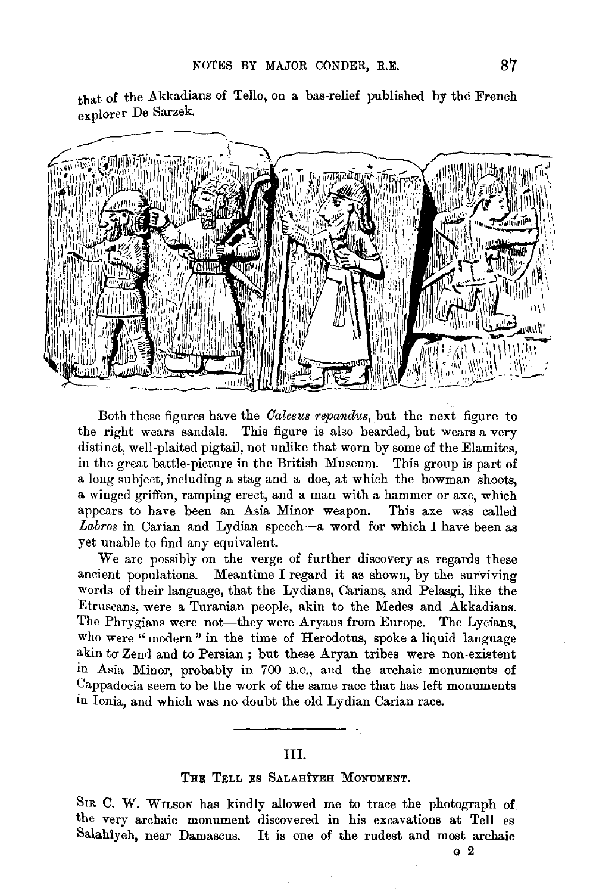that of the Akkadians of Tello, on a bas-relief published by the French explorer De Sarzek.

Both these figures have the *Calceus repandus*, but the next figure to the right wears sandals. This figure is also bearded, but wears a very distinct, well-plaited pigtail, not unlike that worn by some of the Elamites, in the great battle-picture in the British Museum. This group is part of a long subject, including a stag and a doe, at which the bowman shoots, a winged griffon, ramping erect, and a man with a hammer or axe, which appears to have been an Asia Minor weapon. This axe was called *Labros* in Carian and Lydian speech—a word for which I have been as yet unable to find any equivalent.

We are possibly on the verge of further discovery as regards these ancient populations. Meantime I regard it as shown, by the surviving words of their language, that the Lydians, Carians, and Pelasgi, like the Etruscans, were a Turanian people, akin to the Medes and Akkadians. The Phrygians were not—they were Aryans from Europe. The Lycians, who were "modern" in the time of Herodotus, spoke a liquid language akin to Zend and to Persian ; but these Aryan tribes were non-existent in Asia Minor, probably in 700 B.C., and the archaic monuments of Cappadocia seem to be the work of the same race that has left monuments in Ionia, and which was no doubt the old Lydian Carian race.

## III.

### The Tell es Salahîyeh Monument.

Sir C. W. Wilson has kindly allowed me to trace the photograph of the very archaic monument discovered in his excavations at Tell es Salahîyeh, near Damascus. It is one of the rudest and most archaic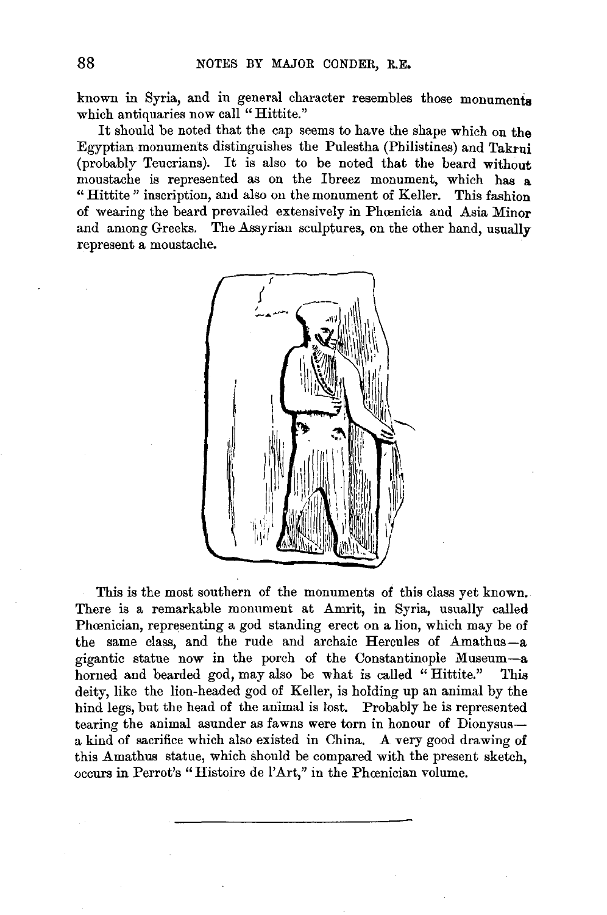known in Syria, and in general character resembles those monuments which antiquaries now call "Hittite."

It should be noted that the cap seems to have the shape which on the Egyptian monuments distinguishes the Pulestha (Philistines) and Takrui (probably Teucrians). It is also to be noted that the beard without moustache is represented as on the Ibreez monument, which has a "Hittite" inscription, and also on the monument of Keller. This fashion of wearing the beard prevailed extensively in Phœnicia and Asia Minor and among Greeks. The Assyrian sculptures, on the other hand, usually represent a moustache.

This is the most southern of the monuments of this class yet known. There is a remarkable monument at Amrit, in Syria, usually called Phœnician, representing a god standing erect on a lion, which may be of the same class, and the rude and archaic Hercules of Amathus—a gigantic statue now in the porch of the Constantinople Museum—a horned and bearded god, may also be what is called "Hittite." This deity, like the lion-headed god of Keller, is holding up an animal by the hind legs, but the head of the animal is lost. Probably he is represented tearing the animal asunder as fawns were torn in honour of Dionysus—a kind of sacrifice which also existed in China. A very good drawing of this Amathus statue, which should be compared with the present sketch, occurs in Perrot's "Histoire de l'Art," in the Phœnician volume.